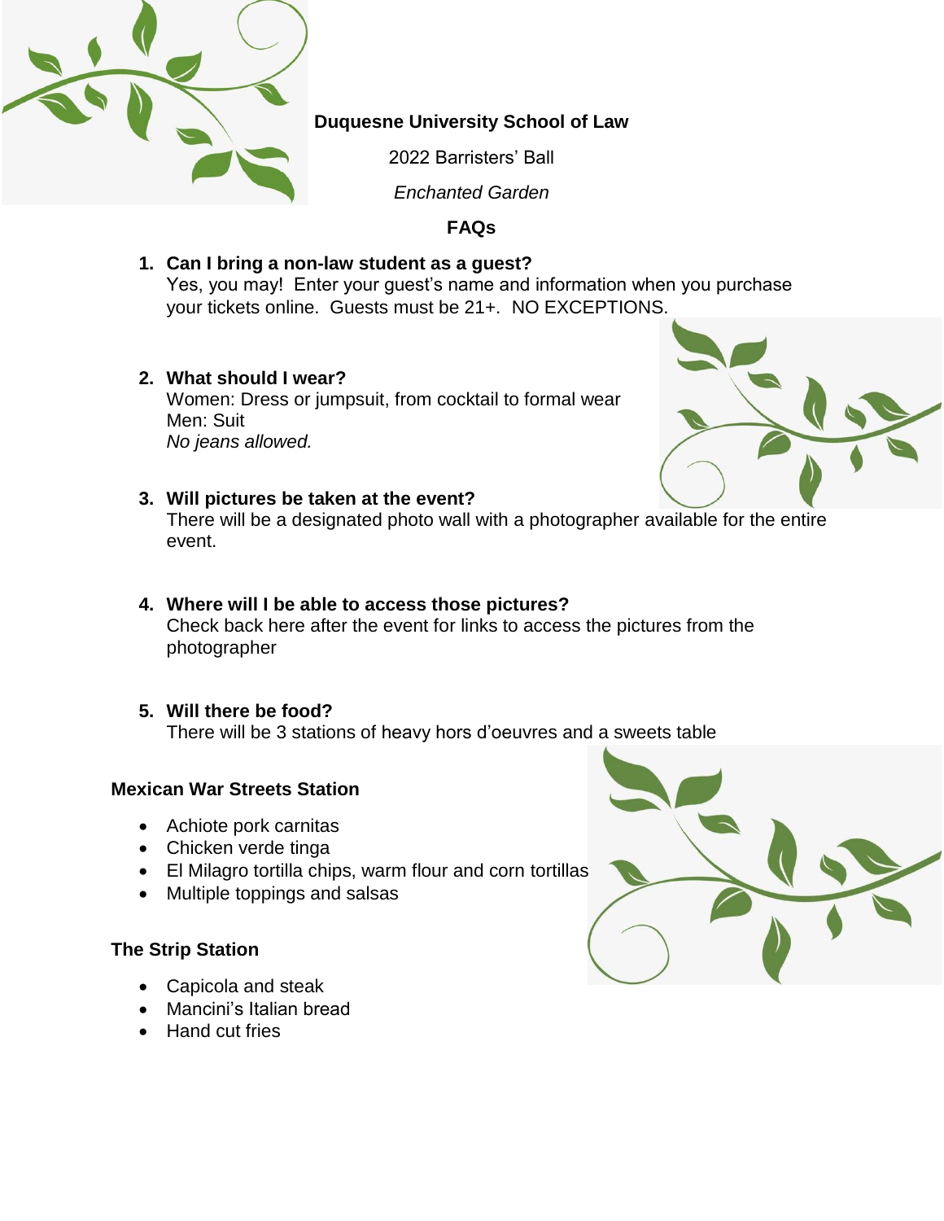**Duquesne University School of Law**

2022 Barristers' Ball

*Enchanted Garden*

# FAQs

1. **Can I bring a non-law student as a guest?**
   Yes, you may! Enter your guest's name and information when you purchase your tickets online. Guests must be 21+. NO EXCEPTIONS.

2. **What should I wear?**
   Women: Dress or jumpsuit, from cocktail to formal wear
   Men: Suit
   *No jeans allowed.*

3. **Will pictures be taken at the event?**
   There will be a designated photo wall with a photographer available for the entire event.

4. **Where will I be able to access those pictures?**
   Check back here after the event for links to access the pictures from the photographer

5. **Will there be food?**
   There will be 3 stations of heavy hors d'oeuvres and a sweets table

**Mexican War Streets Station**

- Achiote pork carnitas
- Chicken verde tinga
- El Milagro tortilla chips, warm flour and corn tortillas
- Multiple toppings and salsas

**The Strip Station**

- Capicola and steak
- Mancini's Italian bread
- Hand cut fries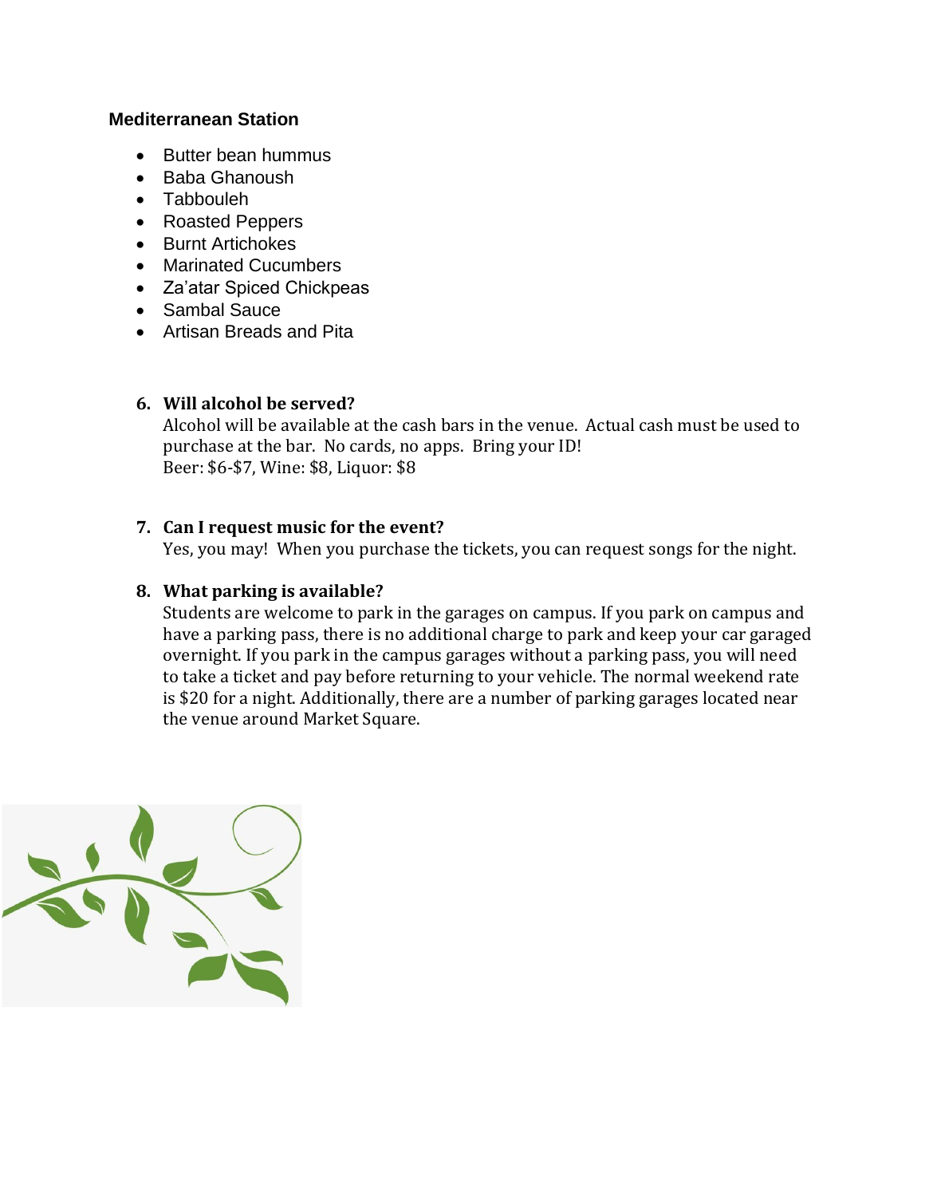### Mediterranean Station

- Butter bean hummus
- Baba Ghanoush
- Tabbouleh
- Roasted Peppers
- Burnt Artichokes
- Marinated Cucumbers
- Za'atar Spiced Chickpeas
- Sambal Sauce
- Artisan Breads and Pita

6. **Will alcohol be served?**
   Alcohol will be available at the cash bars in the venue. Actual cash must be used to purchase at the bar. No cards, no apps. Bring your ID!
   Beer: $6-$7, Wine: $8, Liquor: $8

7. **Can I request music for the event?**
   Yes, you may! When you purchase the tickets, you can request songs for the night.

8. **What parking is available?**
   Students are welcome to park in the garages on campus. If you park on campus and have a parking pass, there is no additional charge to park and keep your car garaged overnight. If you park in the campus garages without a parking pass, you will need to take a ticket and pay before returning to your vehicle. The normal weekend rate is $20 for a night. Additionally, there are a number of parking garages located near the venue around Market Square.